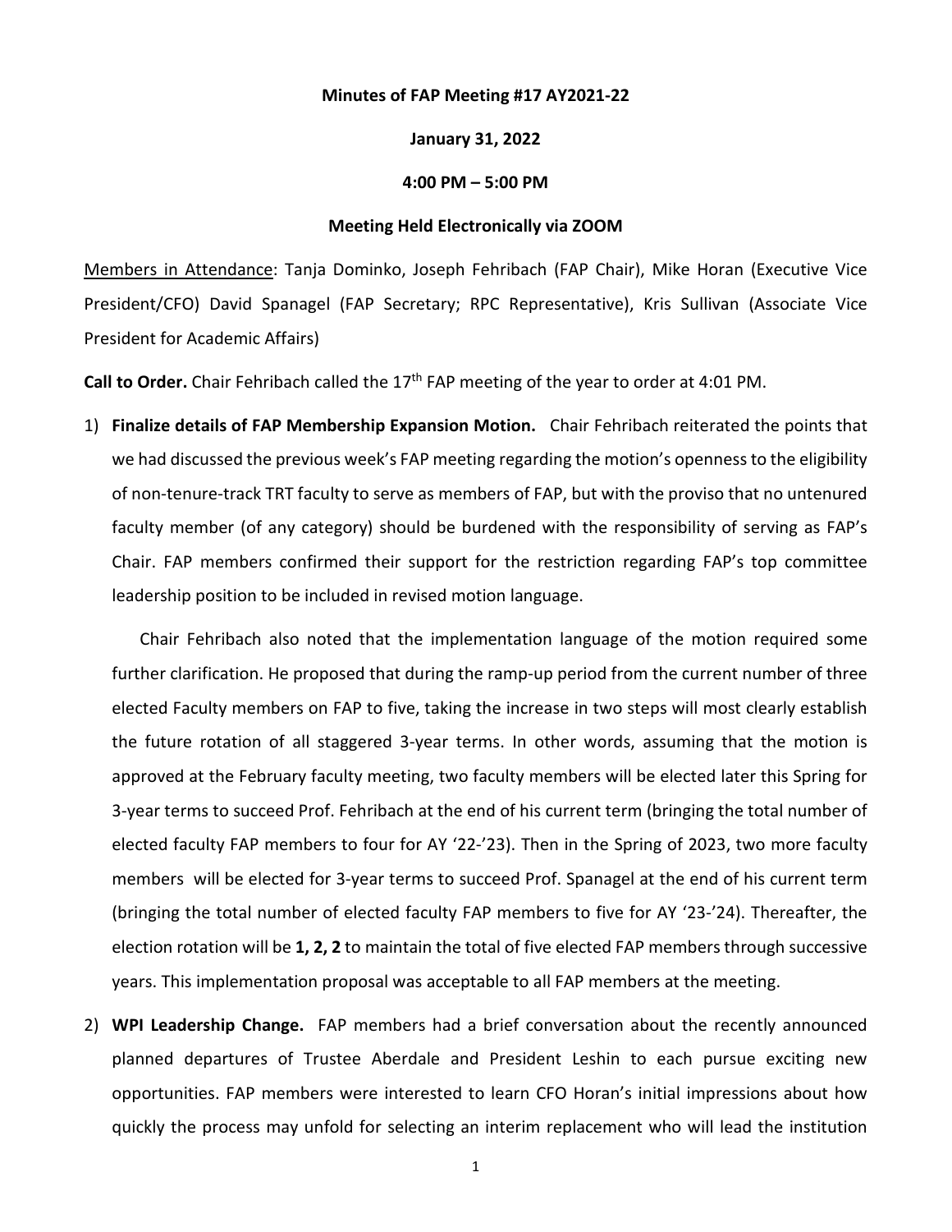**Minutes of FAP Meeting #17 AY2021-22**

**January 31, 2022**

**4:00 PM – 5:00 PM**

**Meeting Held Electronically via ZOOM**

Members in Attendance: Tanja Dominko, Joseph Fehribach (FAP Chair), Mike Horan (Executive Vice President/CFO) David Spanagel (FAP Secretary; RPC Representative), Kris Sullivan (Associate Vice President for Academic Affairs)

**Call to Order.** Chair Fehribach called the 17th FAP meeting of the year to order at 4:01 PM.

1) **Finalize details of FAP Membership Expansion Motion.** Chair Fehribach reiterated the points that we had discussed the previous week's FAP meeting regarding the motion's openness to the eligibility of non-tenure-track TRT faculty to serve as members of FAP, but with the proviso that no untenured faculty member (of any category) should be burdened with the responsibility of serving as FAP's Chair. FAP members confirmed their support for the restriction regarding FAP's top committee leadership position to be included in revised motion language.

   Chair Fehribach also noted that the implementation language of the motion required some further clarification. He proposed that during the ramp-up period from the current number of three elected Faculty members on FAP to five, taking the increase in two steps will most clearly establish the future rotation of all staggered 3-year terms. In other words, assuming that the motion is approved at the February faculty meeting, two faculty members will be elected later this Spring for 3-year terms to succeed Prof. Fehribach at the end of his current term (bringing the total number of elected faculty FAP members to four for AY '22-'23). Then in the Spring of 2023, two more faculty members will be elected for 3-year terms to succeed Prof. Spanagel at the end of his current term (bringing the total number of elected faculty FAP members to five for AY '23-'24). Thereafter, the election rotation will be **1, 2, 2** to maintain the total of five elected FAP members through successive years. This implementation proposal was acceptable to all FAP members at the meeting.

2) **WPI Leadership Change.** FAP members had a brief conversation about the recently announced planned departures of Trustee Aberdale and President Leshin to each pursue exciting new opportunities. FAP members were interested to learn CFO Horan's initial impressions about how quickly the process may unfold for selecting an interim replacement who will lead the institution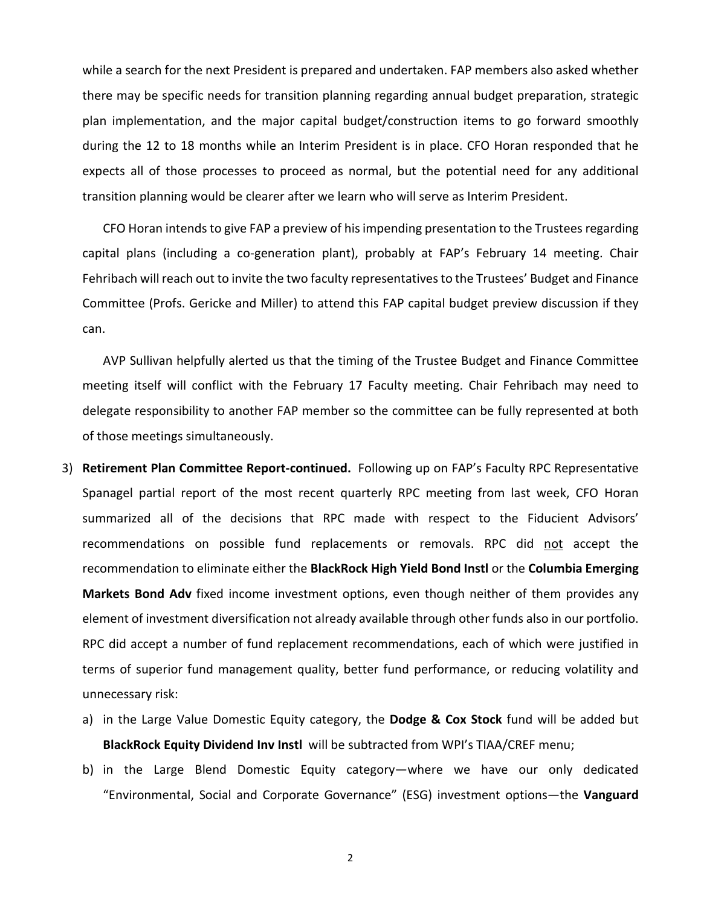while a search for the next President is prepared and undertaken. FAP members also asked whether there may be specific needs for transition planning regarding annual budget preparation, strategic plan implementation, and the major capital budget/construction items to go forward smoothly during the 12 to 18 months while an Interim President is in place. CFO Horan responded that he expects all of those processes to proceed as normal, but the potential need for any additional transition planning would be clearer after we learn who will serve as Interim President.

CFO Horan intends to give FAP a preview of his impending presentation to the Trustees regarding capital plans (including a co-generation plant), probably at FAP's February 14 meeting. Chair Fehribach will reach out to invite the two faculty representatives to the Trustees' Budget and Finance Committee (Profs. Gericke and Miller) to attend this FAP capital budget preview discussion if they can.

AVP Sullivan helpfully alerted us that the timing of the Trustee Budget and Finance Committee meeting itself will conflict with the February 17 Faculty meeting. Chair Fehribach may need to delegate responsibility to another FAP member so the committee can be fully represented at both of those meetings simultaneously.

3) **Retirement Plan Committee Report-continued.** Following up on FAP's Faculty RPC Representative Spanagel partial report of the most recent quarterly RPC meeting from last week, CFO Horan summarized all of the decisions that RPC made with respect to the Fiducient Advisors' recommendations on possible fund replacements or removals. RPC did <u>not</u> accept the recommendation to eliminate either the **BlackRock High Yield Bond Instl** or the **Columbia Emerging Markets Bond Adv** fixed income investment options, even though neither of them provides any element of investment diversification not already available through other funds also in our portfolio. RPC did accept a number of fund replacement recommendations, each of which were justified in terms of superior fund management quality, better fund performance, or reducing volatility and unnecessary risk:

   a) in the Large Value Domestic Equity category, the **Dodge & Cox Stock** fund will be added but **BlackRock Equity Dividend Inv Instl** will be subtracted from WPI's TIAA/CREF menu;

   b) in the Large Blend Domestic Equity category—where we have our only dedicated "Environmental, Social and Corporate Governance" (ESG) investment options—the **Vanguard**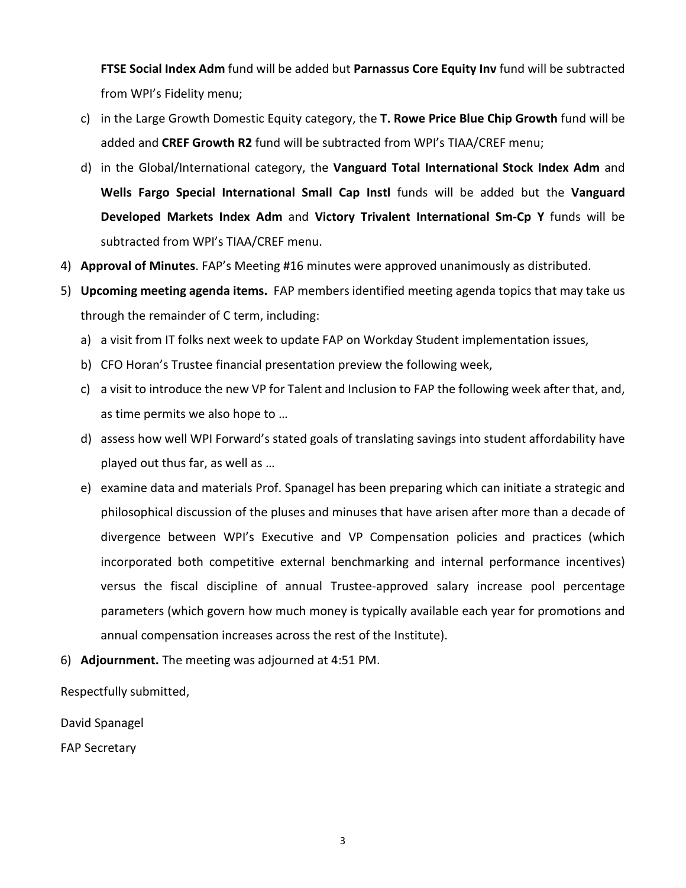**FTSE Social Index Adm** fund will be added but **Parnassus Core Equity Inv** fund will be subtracted from WPI's Fidelity menu;

c) in the Large Growth Domestic Equity category, the **T. Rowe Price Blue Chip Growth** fund will be added and **CREF Growth R2** fund will be subtracted from WPI's TIAA/CREF menu;

d) in the Global/International category, the **Vanguard Total International Stock Index Adm** and **Wells Fargo Special International Small Cap Instl** funds will be added but the **Vanguard Developed Markets Index Adm** and **Victory Trivalent International Sm-Cp Y** funds will be subtracted from WPI's TIAA/CREF menu.

4) **Approval of Minutes**. FAP's Meeting #16 minutes were approved unanimously as distributed.

5) **Upcoming meeting agenda items.** FAP members identified meeting agenda topics that may take us through the remainder of C term, including:

   a) a visit from IT folks next week to update FAP on Workday Student implementation issues,

   b) CFO Horan's Trustee financial presentation preview the following week,

   c) a visit to introduce the new VP for Talent and Inclusion to FAP the following week after that, and, as time permits we also hope to …

   d) assess how well WPI Forward's stated goals of translating savings into student affordability have played out thus far, as well as …

   e) examine data and materials Prof. Spanagel has been preparing which can initiate a strategic and philosophical discussion of the pluses and minuses that have arisen after more than a decade of divergence between WPI's Executive and VP Compensation policies and practices (which incorporated both competitive external benchmarking and internal performance incentives) versus the fiscal discipline of annual Trustee-approved salary increase pool percentage parameters (which govern how much money is typically available each year for promotions and annual compensation increases across the rest of the Institute).

6) **Adjournment.** The meeting was adjourned at 4:51 PM.

Respectfully submitted,

David Spanagel

FAP Secretary